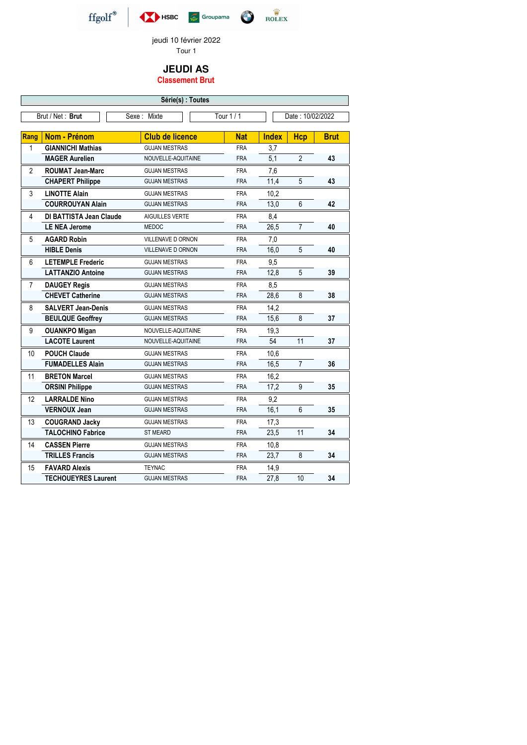ffgolf® | HSBC | Groupama | BMW | ROLEX

jeudi 10 février 2022

Tour 1

## JEUDI AS

**Classement Brut**

**Série(s) : Toutes**

Brut / Net : **Brut** | Sexe : Mixte | Tour 1 / 1 | Date : 10/02/2022

| Rang | Nom - Prénom | Club de licence | Nat | Index | Hcp | Brut |
|---|---|---|---|---|---|---|
| 1 | **GIANNICHI Mathias** | GUJAN MESTRAS | FRA | 3,7 | | |
| | **MAGER Aurelien** | NOUVELLE-AQUITAINE | FRA | 5,1 | 2 | **43** |
| 2 | **ROUMAT Jean-Marc** | GUJAN MESTRAS | FRA | 7,6 | | |
| | **CHAPERT Philippe** | GUJAN MESTRAS | FRA | 11,4 | 5 | **43** |
| 3 | **LINOTTE Alain** | GUJAN MESTRAS | FRA | 10,2 | | |
| | **COURROUYAN Alain** | GUJAN MESTRAS | FRA | 13,0 | 6 | **42** |
| 4 | **DI BATTISTA Jean Claude** | AIGUILLES VERTE | FRA | 8,4 | | |
| | **LE NEA Jerome** | MEDOC | FRA | 26,5 | 7 | **40** |
| 5 | **AGARD Robin** | VILLENAVE D ORNON | FRA | 7,0 | | |
| | **HIBLE Denis** | VILLENAVE D ORNON | FRA | 16,0 | 5 | **40** |
| 6 | **LETEMPLE Frederic** | GUJAN MESTRAS | FRA | 9,5 | | |
| | **LATTANZIO Antoine** | GUJAN MESTRAS | FRA | 12,8 | 5 | **39** |
| 7 | **DAUGEY Regis** | GUJAN MESTRAS | FRA | 8,5 | | |
| | **CHEVET Catherine** | GUJAN MESTRAS | FRA | 28,6 | 8 | **38** |
| 8 | **SALVERT Jean-Denis** | GUJAN MESTRAS | FRA | 14,2 | | |
| | **BEULQUE Geoffrey** | GUJAN MESTRAS | FRA | 15,6 | 8 | **37** |
| 9 | **OUANKPO Migan** | NOUVELLE-AQUITAINE | FRA | 19,3 | | |
| | **LACOTE Laurent** | NOUVELLE-AQUITAINE | FRA | 54 | 11 | **37** |
| 10 | **POUCH Claude** | GUJAN MESTRAS | FRA | 10,6 | | |
| | **FUMADELLES Alain** | GUJAN MESTRAS | FRA | 16,5 | 7 | **36** |
| 11 | **BRETON Marcel** | GUJAN MESTRAS | FRA | 16,2 | | |
| | **ORSINI Philippe** | GUJAN MESTRAS | FRA | 17,2 | 9 | **35** |
| 12 | **LARRALDE Nino** | GUJAN MESTRAS | FRA | 9,2 | | |
| | **VERNOUX Jean** | GUJAN MESTRAS | FRA | 16,1 | 6 | **35** |
| 13 | **COUGRAND Jacky** | GUJAN MESTRAS | FRA | 17,3 | | |
| | **TALOCHINO Fabrice** | ST MEARD | FRA | 23,5 | 11 | **34** |
| 14 | **CASSEN Pierre** | GUJAN MESTRAS | FRA | 10,8 | | |
| | **TRILLES Francis** | GUJAN MESTRAS | FRA | 23,7 | 8 | **34** |
| 15 | **FAVARD Alexis** | TEYNAC | FRA | 14,9 | | |
| | **TECHOUEYRES Laurent** | GUJAN MESTRAS | FRA | 27,8 | 10 | **34** |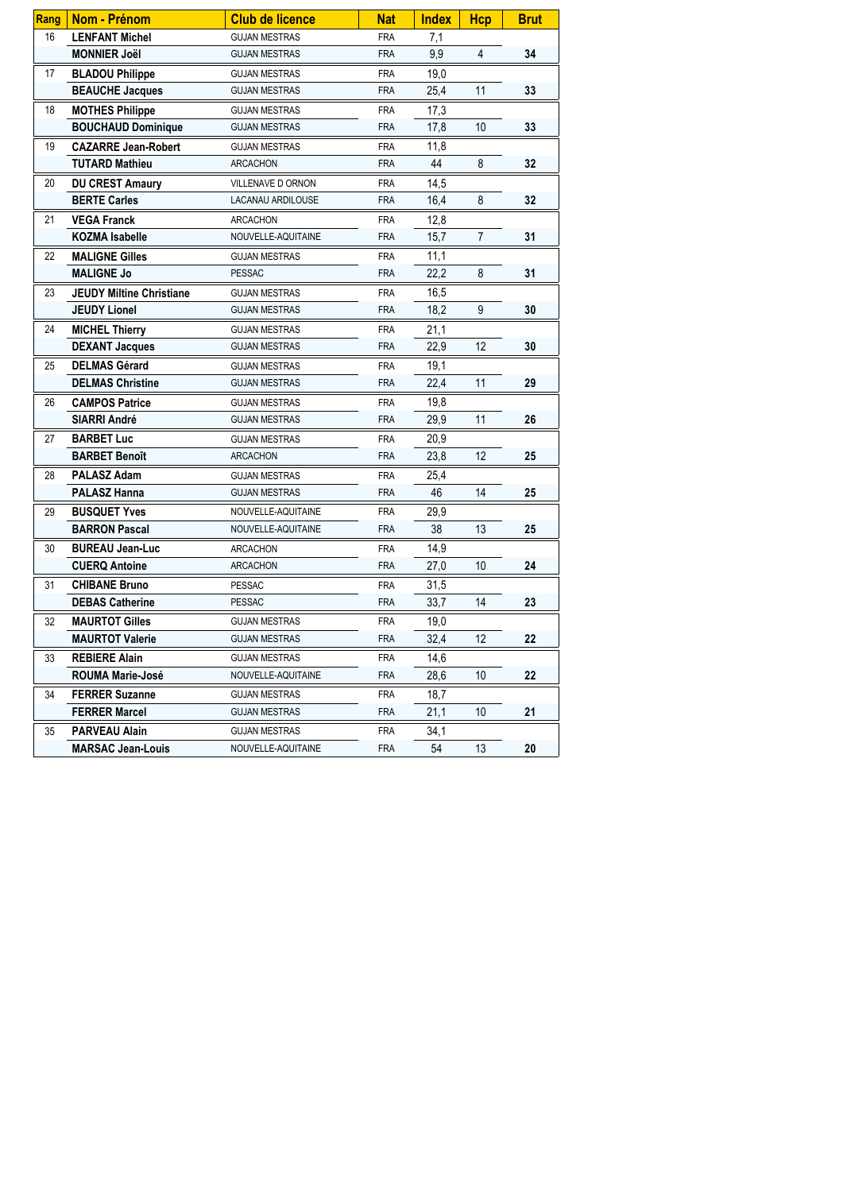| Rang | Nom - Prénom | Club de licence | Nat | Index | Hcp | Brut |
|---|---|---|---|---|---|---|
| 16 | **LENFANT Michel** | GUJAN MESTRAS | FRA | 7,1 | | |
| | **MONNIER Joël** | GUJAN MESTRAS | FRA | 9,9 | 4 | **34** |
| 17 | **BLADOU Philippe** | GUJAN MESTRAS | FRA | 19,0 | | |
| | **BEAUCHE Jacques** | GUJAN MESTRAS | FRA | 25,4 | 11 | **33** |
| 18 | **MOTHES Philippe** | GUJAN MESTRAS | FRA | 17,3 | | |
| | **BOUCHAUD Dominique** | GUJAN MESTRAS | FRA | 17,8 | 10 | **33** |
| 19 | **CAZARRE Jean-Robert** | GUJAN MESTRAS | FRA | 11,8 | | |
| | **TUTARD Mathieu** | ARCACHON | FRA | 44 | 8 | **32** |
| 20 | **DU CREST Amaury** | VILLENAVE D ORNON | FRA | 14,5 | | |
| | **BERTE Carles** | LACANAU ARDILOUSE | FRA | 16,4 | 8 | **32** |
| 21 | **VEGA Franck** | ARCACHON | FRA | 12,8 | | |
| | **KOZMA Isabelle** | NOUVELLE-AQUITAINE | FRA | 15,7 | 7 | **31** |
| 22 | **MALIGNE Gilles** | GUJAN MESTRAS | FRA | 11,1 | | |
| | **MALIGNE Jo** | PESSAC | FRA | 22,2 | 8 | **31** |
| 23 | **JEUDY Miltine Christiane** | GUJAN MESTRAS | FRA | 16,5 | | |
| | **JEUDY Lionel** | GUJAN MESTRAS | FRA | 18,2 | 9 | **30** |
| 24 | **MICHEL Thierry** | GUJAN MESTRAS | FRA | 21,1 | | |
| | **DEXANT Jacques** | GUJAN MESTRAS | FRA | 22,9 | 12 | **30** |
| 25 | **DELMAS Gérard** | GUJAN MESTRAS | FRA | 19,1 | | |
| | **DELMAS Christine** | GUJAN MESTRAS | FRA | 22,4 | 11 | **29** |
| 26 | **CAMPOS Patrice** | GUJAN MESTRAS | FRA | 19,8 | | |
| | **SIARRI André** | GUJAN MESTRAS | FRA | 29,9 | 11 | **26** |
| 27 | **BARBET Luc** | GUJAN MESTRAS | FRA | 20,9 | | |
| | **BARBET Benoît** | ARCACHON | FRA | 23,8 | 12 | **25** |
| 28 | **PALASZ Adam** | GUJAN MESTRAS | FRA | 25,4 | | |
| | **PALASZ Hanna** | GUJAN MESTRAS | FRA | 46 | 14 | **25** |
| 29 | **BUSQUET Yves** | NOUVELLE-AQUITAINE | FRA | 29,9 | | |
| | **BARRON Pascal** | NOUVELLE-AQUITAINE | FRA | 38 | 13 | **25** |
| 30 | **BUREAU Jean-Luc** | ARCACHON | FRA | 14,9 | | |
| | **CUERQ Antoine** | ARCACHON | FRA | 27,0 | 10 | **24** |
| 31 | **CHIBANE Bruno** | PESSAC | FRA | 31,5 | | |
| | **DEBAS Catherine** | PESSAC | FRA | 33,7 | 14 | **23** |
| 32 | **MAURTOT Gilles** | GUJAN MESTRAS | FRA | 19,0 | | |
| | **MAURTOT Valerie** | GUJAN MESTRAS | FRA | 32,4 | 12 | **22** |
| 33 | **REBIERE Alain** | GUJAN MESTRAS | FRA | 14,6 | | |
| | **ROUMA Marie-José** | NOUVELLE-AQUITAINE | FRA | 28,6 | 10 | **22** |
| 34 | **FERRER Suzanne** | GUJAN MESTRAS | FRA | 18,7 | | |
| | **FERRER Marcel** | GUJAN MESTRAS | FRA | 21,1 | 10 | **21** |
| 35 | **PARVEAU Alain** | GUJAN MESTRAS | FRA | 34,1 | | |
| | **MARSAC Jean-Louis** | NOUVELLE-AQUITAINE | FRA | 54 | 13 | **20** |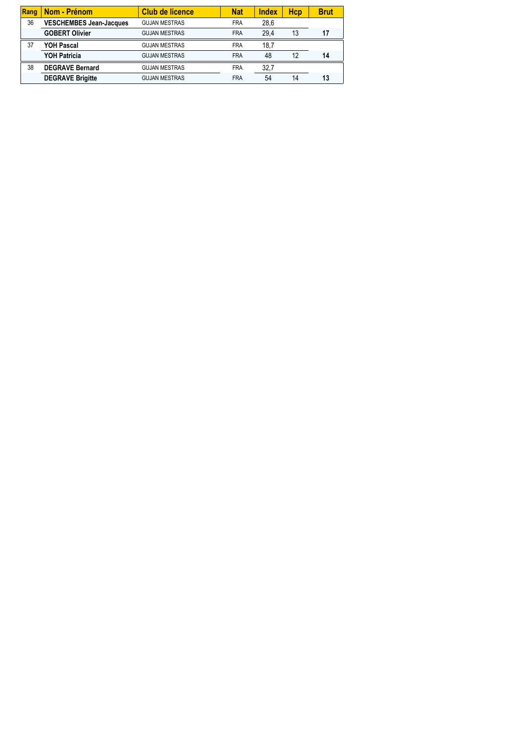| Rang | Nom - Prénom | Club de licence | Nat | Index | Hcp | Brut |
|---|---|---|---|---|---|---|
| 36 | **VESCHEMBES Jean-Jacques** | GUJAN MESTRAS | FRA | 28,6 | | |
| | **GOBERT Olivier** | GUJAN MESTRAS | FRA | 29,4 | 13 | **17** |
| 37 | **YOH Pascal** | GUJAN MESTRAS | FRA | 18,7 | | |
| | **YOH Patricia** | GUJAN MESTRAS | FRA | 48 | 12 | **14** |
| 38 | **DEGRAVE Bernard** | GUJAN MESTRAS | FRA | 32,7 | | |
| | **DEGRAVE Brigitte** | GUJAN MESTRAS | FRA | 54 | 14 | **13** |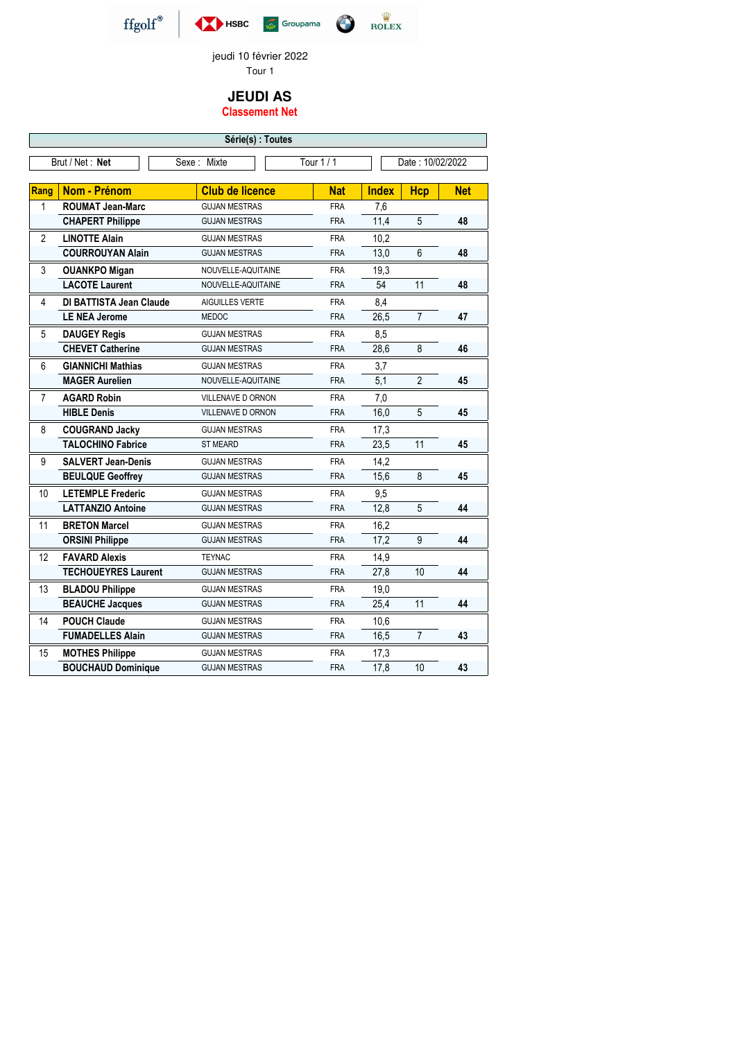ffgolf® HSBC Groupama ROLEX

jeudi 10 février 2022
Tour 1

# JEUDI AS

## Classement Net

**Série(s) : Toutes**

Brut / Net : **Net** | Sexe : Mixte | Tour 1 / 1 | Date : 10/02/2022

| Rang | Nom - Prénom | Club de licence | Nat | Index | Hcp | Net |
|---|---|---|---|---|---|---|
| 1 | **ROUMAT Jean-Marc** | GUJAN MESTRAS | FRA | 7,6 | | |
| | **CHAPERT Philippe** | GUJAN MESTRAS | FRA | 11,4 | 5 | **48** |
| 2 | **LINOTTE Alain** | GUJAN MESTRAS | FRA | 10,2 | | |
| | **COURROUYAN Alain** | GUJAN MESTRAS | FRA | 13,0 | 6 | **48** |
| 3 | **OUANKPO Migan** | NOUVELLE-AQUITAINE | FRA | 19,3 | | |
| | **LACOTE Laurent** | NOUVELLE-AQUITAINE | FRA | 54 | 11 | **48** |
| 4 | **DI BATTISTA Jean Claude** | AIGUILLES VERTE | FRA | 8,4 | | |
| | **LE NEA Jerome** | MEDOC | FRA | 26,5 | 7 | **47** |
| 5 | **DAUGEY Regis** | GUJAN MESTRAS | FRA | 8,5 | | |
| | **CHEVET Catherine** | GUJAN MESTRAS | FRA | 28,6 | 8 | **46** |
| 6 | **GIANNICHI Mathias** | GUJAN MESTRAS | FRA | 3,7 | | |
| | **MAGER Aurelien** | NOUVELLE-AQUITAINE | FRA | 5,1 | 2 | **45** |
| 7 | **AGARD Robin** | VILLENAVE D ORNON | FRA | 7,0 | | |
| | **HIBLE Denis** | VILLENAVE D ORNON | FRA | 16,0 | 5 | **45** |
| 8 | **COUGRAND Jacky** | GUJAN MESTRAS | FRA | 17,3 | | |
| | **TALOCHINO Fabrice** | ST MEARD | FRA | 23,5 | 11 | **45** |
| 9 | **SALVERT Jean-Denis** | GUJAN MESTRAS | FRA | 14,2 | | |
| | **BEULQUE Geoffrey** | GUJAN MESTRAS | FRA | 15,6 | 8 | **45** |
| 10 | **LETEMPLE Frederic** | GUJAN MESTRAS | FRA | 9,5 | | |
| | **LATTANZIO Antoine** | GUJAN MESTRAS | FRA | 12,8 | 5 | **44** |
| 11 | **BRETON Marcel** | GUJAN MESTRAS | FRA | 16,2 | | |
| | **ORSINI Philippe** | GUJAN MESTRAS | FRA | 17,2 | 9 | **44** |
| 12 | **FAVARD Alexis** | TEYNAC | FRA | 14,9 | | |
| | **TECHOUEYRES Laurent** | GUJAN MESTRAS | FRA | 27,8 | 10 | **44** |
| 13 | **BLADOU Philippe** | GUJAN MESTRAS | FRA | 19,0 | | |
| | **BEAUCHE Jacques** | GUJAN MESTRAS | FRA | 25,4 | 11 | **44** |
| 14 | **POUCH Claude** | GUJAN MESTRAS | FRA | 10,6 | | |
| | **FUMADELLES Alain** | GUJAN MESTRAS | FRA | 16,5 | 7 | **43** |
| 15 | **MOTHES Philippe** | GUJAN MESTRAS | FRA | 17,3 | | |
| | **BOUCHAUD Dominique** | GUJAN MESTRAS | FRA | 17,8 | 10 | **43** |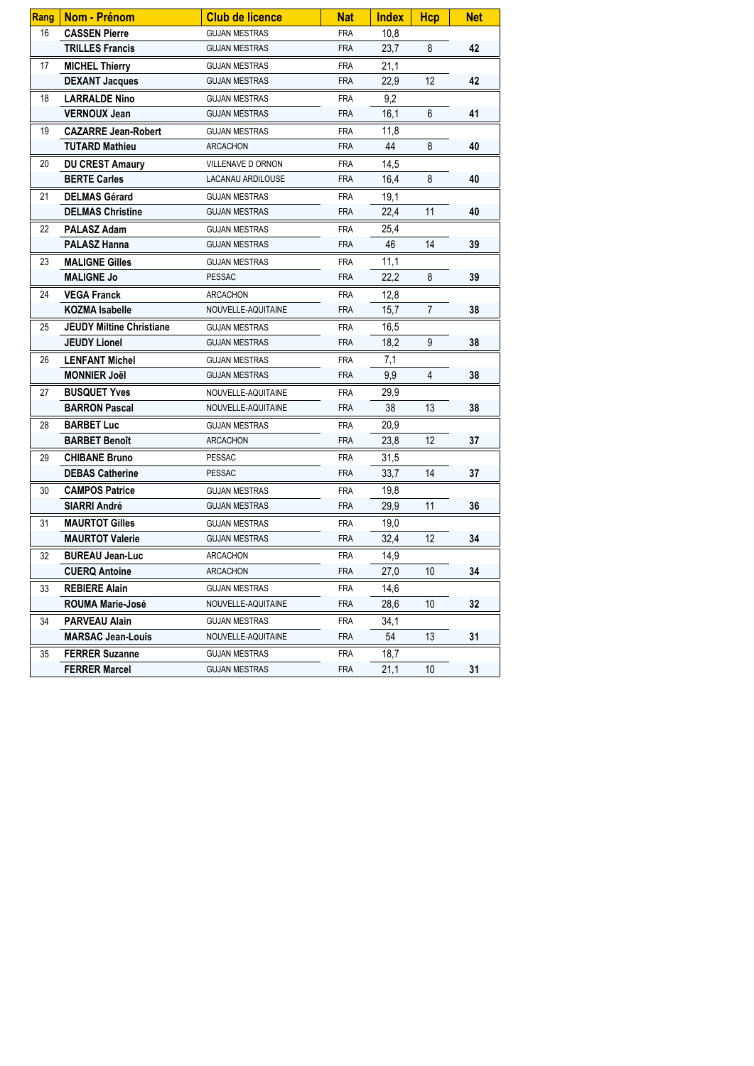| Rang | Nom - Prénom | Club de licence | Nat | Index | Hcp | Net |
|---|---|---|---|---|---|---|
| 16 | **CASSEN Pierre** | GUJAN MESTRAS | FRA | 10,8 | | |
| | **TRILLES Francis** | GUJAN MESTRAS | FRA | 23,7 | 8 | **42** |
| 17 | **MICHEL Thierry** | GUJAN MESTRAS | FRA | 21,1 | | |
| | **DEXANT Jacques** | GUJAN MESTRAS | FRA | 22,9 | 12 | **42** |
| 18 | **LARRALDE Nino** | GUJAN MESTRAS | FRA | 9,2 | | |
| | **VERNOUX Jean** | GUJAN MESTRAS | FRA | 16,1 | 6 | **41** |
| 19 | **CAZARRE Jean-Robert** | GUJAN MESTRAS | FRA | 11,8 | | |
| | **TUTARD Mathieu** | ARCACHON | FRA | 44 | 8 | **40** |
| 20 | **DU CREST Amaury** | VILLENAVE D ORNON | FRA | 14,5 | | |
| | **BERTE Carles** | LACANAU ARDILOUSE | FRA | 16,4 | 8 | **40** |
| 21 | **DELMAS Gérard** | GUJAN MESTRAS | FRA | 19,1 | | |
| | **DELMAS Christine** | GUJAN MESTRAS | FRA | 22,4 | 11 | **40** |
| 22 | **PALASZ Adam** | GUJAN MESTRAS | FRA | 25,4 | | |
| | **PALASZ Hanna** | GUJAN MESTRAS | FRA | 46 | 14 | **39** |
| 23 | **MALIGNE Gilles** | GUJAN MESTRAS | FRA | 11,1 | | |
| | **MALIGNE Jo** | PESSAC | FRA | 22,2 | 8 | **39** |
| 24 | **VEGA Franck** | ARCACHON | FRA | 12,8 | | |
| | **KOZMA Isabelle** | NOUVELLE-AQUITAINE | FRA | 15,7 | 7 | **38** |
| 25 | **JEUDY Miltine Christiane** | GUJAN MESTRAS | FRA | 16,5 | | |
| | **JEUDY Lionel** | GUJAN MESTRAS | FRA | 18,2 | 9 | **38** |
| 26 | **LENFANT Michel** | GUJAN MESTRAS | FRA | 7,1 | | |
| | **MONNIER Joël** | GUJAN MESTRAS | FRA | 9,9 | 4 | **38** |
| 27 | **BUSQUET Yves** | NOUVELLE-AQUITAINE | FRA | 29,9 | | |
| | **BARRON Pascal** | NOUVELLE-AQUITAINE | FRA | 38 | 13 | **38** |
| 28 | **BARBET Luc** | GUJAN MESTRAS | FRA | 20,9 | | |
| | **BARBET Benoît** | ARCACHON | FRA | 23,8 | 12 | **37** |
| 29 | **CHIBANE Bruno** | PESSAC | FRA | 31,5 | | |
| | **DEBAS Catherine** | PESSAC | FRA | 33,7 | 14 | **37** |
| 30 | **CAMPOS Patrice** | GUJAN MESTRAS | FRA | 19,8 | | |
| | **SIARRI André** | GUJAN MESTRAS | FRA | 29,9 | 11 | **36** |
| 31 | **MAURTOT Gilles** | GUJAN MESTRAS | FRA | 19,0 | | |
| | **MAURTOT Valerie** | GUJAN MESTRAS | FRA | 32,4 | 12 | **34** |
| 32 | **BUREAU Jean-Luc** | ARCACHON | FRA | 14,9 | | |
| | **CUERQ Antoine** | ARCACHON | FRA | 27,0 | 10 | **34** |
| 33 | **REBIERE Alain** | GUJAN MESTRAS | FRA | 14,6 | | |
| | **ROUMA Marie-José** | NOUVELLE-AQUITAINE | FRA | 28,6 | 10 | **32** |
| 34 | **PARVEAU Alain** | GUJAN MESTRAS | FRA | 34,1 | | |
| | **MARSAC Jean-Louis** | NOUVELLE-AQUITAINE | FRA | 54 | 13 | **31** |
| 35 | **FERRER Suzanne** | GUJAN MESTRAS | FRA | 18,7 | | |
| | **FERRER Marcel** | GUJAN MESTRAS | FRA | 21,1 | 10 | **31** |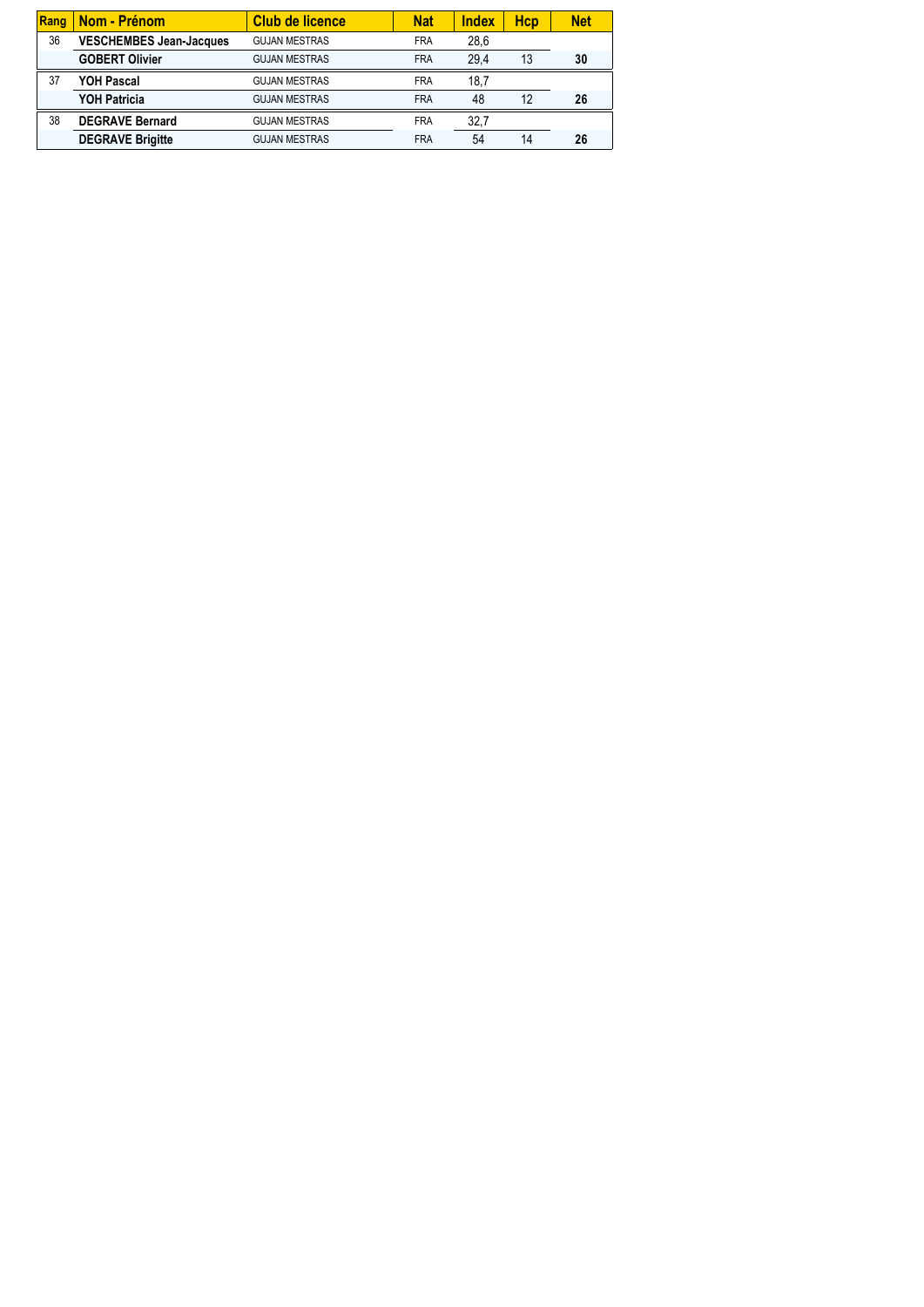| Rang | Nom - Prénom | Club de licence | Nat | Index | Hcp | Net |
|---|---|---|---|---|---|---|
| 36 | **VESCHEMBES Jean-Jacques** | GUJAN MESTRAS | FRA | 28,6 | | |
| | **GOBERT Olivier** | GUJAN MESTRAS | FRA | 29,4 | 13 | **30** |
| 37 | **YOH Pascal** | GUJAN MESTRAS | FRA | 18,7 | | |
| | **YOH Patricia** | GUJAN MESTRAS | FRA | 48 | 12 | **26** |
| 38 | **DEGRAVE Bernard** | GUJAN MESTRAS | FRA | 32,7 | | |
| | **DEGRAVE Brigitte** | GUJAN MESTRAS | FRA | 54 | 14 | **26** |